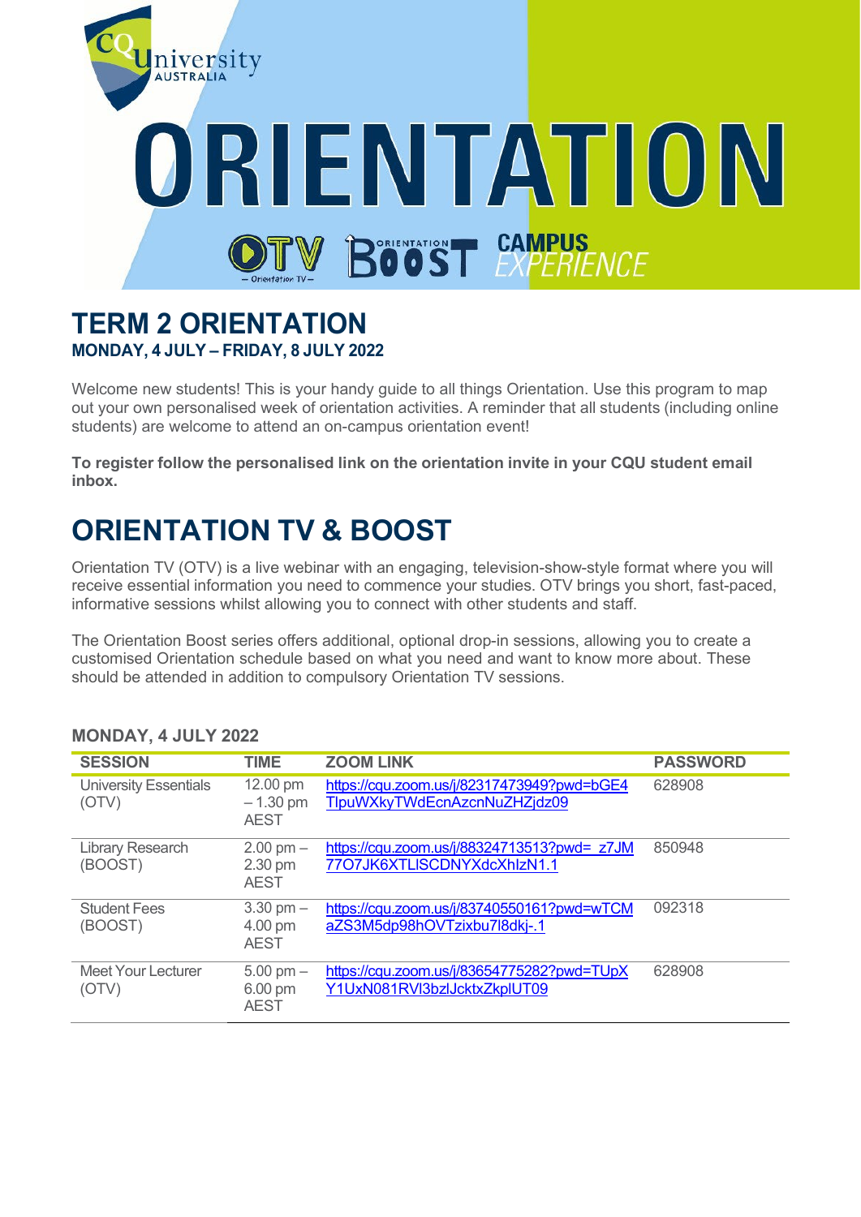CQUniversity AUSTRALIA

# ORIENTATION

OTV – Orientation TV – | ORIENTATION BOOST | CAMPUS EXPERIENCE

## TERM 2 ORIENTATION

**MONDAY, 4 JULY – FRIDAY, 8 JULY 2022**

Welcome new students! This is your handy guide to all things Orientation. Use this program to map out your own personalised week of orientation activities. A reminder that all students (including online students) are welcome to attend an on-campus orientation event!

**To register follow the personalised link on the orientation invite in your CQU student email inbox.**

## ORIENTATION TV & BOOST

Orientation TV (OTV) is a live webinar with an engaging, television-show-style format where you will receive essential information you need to commence your studies. OTV brings you short, fast-paced, informative sessions whilst allowing you to connect with other students and staff.

The Orientation Boost series offers additional, optional drop-in sessions, allowing you to create a customised Orientation schedule based on what you need and want to know more about. These should be attended in addition to compulsory Orientation TV sessions.

### MONDAY, 4 JULY 2022

| SESSION | TIME | ZOOM LINK | PASSWORD |
|---|---|---|---|
| University Essentials (OTV) | 12.00 pm – 1.30 pm AEST | https://cqu.zoom.us/j/82317473949?pwd=bGE4TlpuWXkyTWdEcnAzcnNuZHZjdz09 | 628908 |
| Library Research (BOOST) | 2.00 pm – 2.30 pm AEST | https://cqu.zoom.us/j/88324713513?pwd=_z7JM77O7JK6XTLISCDNYXdcXhlzN1.1 | 850948 |
| Student Fees (BOOST) | 3.30 pm – 4.00 pm AEST | https://cqu.zoom.us/j/83740550161?pwd=wTCMaZS3M5dp98hOVTzixbu7l8dkj-.1 | 092318 |
| Meet Your Lecturer (OTV) | 5.00 pm – 6.00 pm AEST | https://cqu.zoom.us/j/83654775282?pwd=TUpXY1UxN081RVl3bzlJcktxZkplUT09 | 628908 |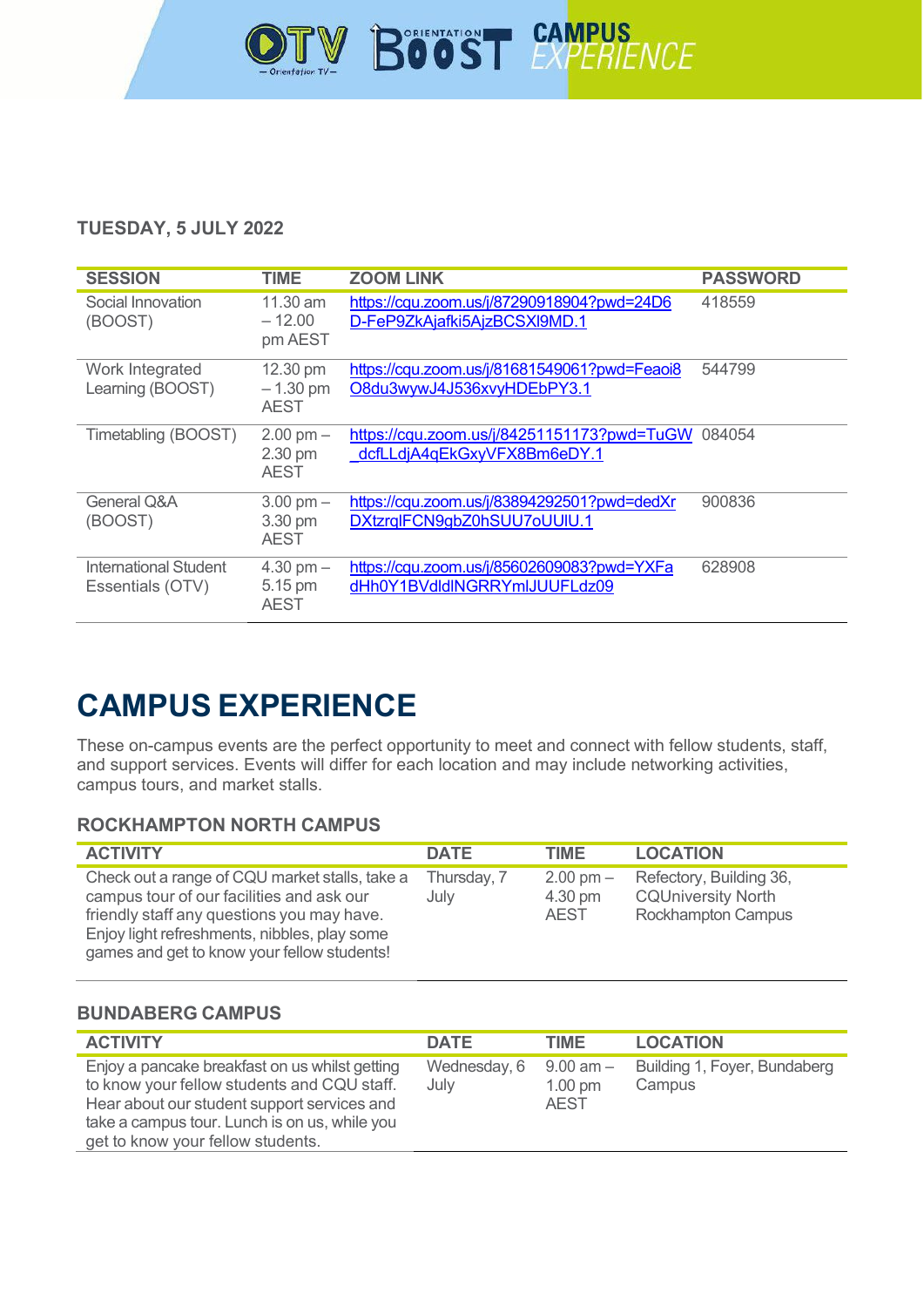**TUESDAY, 5 JULY 2022**

| SESSION | TIME | ZOOM LINK | PASSWORD |
|---|---|---|---|
| Social Innovation (BOOST) | 11.30 am – 12.00 pm AEST | https://cqu.zoom.us/j/87290918904?pwd=24D6D-FeP9ZkAjafki5AjzBCSXl9MD.1 | 418559 |
| Work Integrated Learning (BOOST) | 12.30 pm – 1.30 pm AEST | https://cqu.zoom.us/j/81681549061?pwd=Feaoi8O8du3wywJ4J536xvyHDEbPY3.1 | 544799 |
| Timetabling (BOOST) | 2.00 pm – 2.30 pm AEST | https://cqu.zoom.us/j/84251151173?pwd=TuGW_dcfLLdjA4qEkGxyVFX8Bm6eDY.1 | 084054 |
| General Q&A (BOOST) | 3.00 pm – 3.30 pm AEST | https://cqu.zoom.us/j/83894292501?pwd=dedXrDXtzrqlFCN9gbZ0hSUU7oUUlU.1 | 900836 |
| International Student Essentials (OTV) | 4.30 pm – 5.15 pm AEST | https://cqu.zoom.us/j/85602609083?pwd=YXFadHh0Y1BVdldINGRRYmlJUUFLdz09 | 628908 |

# CAMPUS EXPERIENCE

These on-campus events are the perfect opportunity to meet and connect with fellow students, staff, and support services. Events will differ for each location and may include networking activities, campus tours, and market stalls.

### ROCKHAMPTON NORTH CAMPUS

| ACTIVITY | DATE | TIME | LOCATION |
|---|---|---|---|
| Check out a range of CQU market stalls, take a campus tour of our facilities and ask our friendly staff any questions you may have. Enjoy light refreshments, nibbles, play some games and get to know your fellow students! | Thursday, 7 July | 2.00 pm – 4.30 pm AEST | Refectory, Building 36, CQUniversity North Rockhampton Campus |

### BUNDABERG CAMPUS

| ACTIVITY | DATE | TIME | LOCATION |
|---|---|---|---|
| Enjoy a pancake breakfast on us whilst getting to know your fellow students and CQU staff. Hear about our student support services and take a campus tour. Lunch is on us, while you get to know your fellow students. | Wednesday, 6 July | 9.00 am – 1.00 pm AEST | Building 1, Foyer, Bundaberg Campus |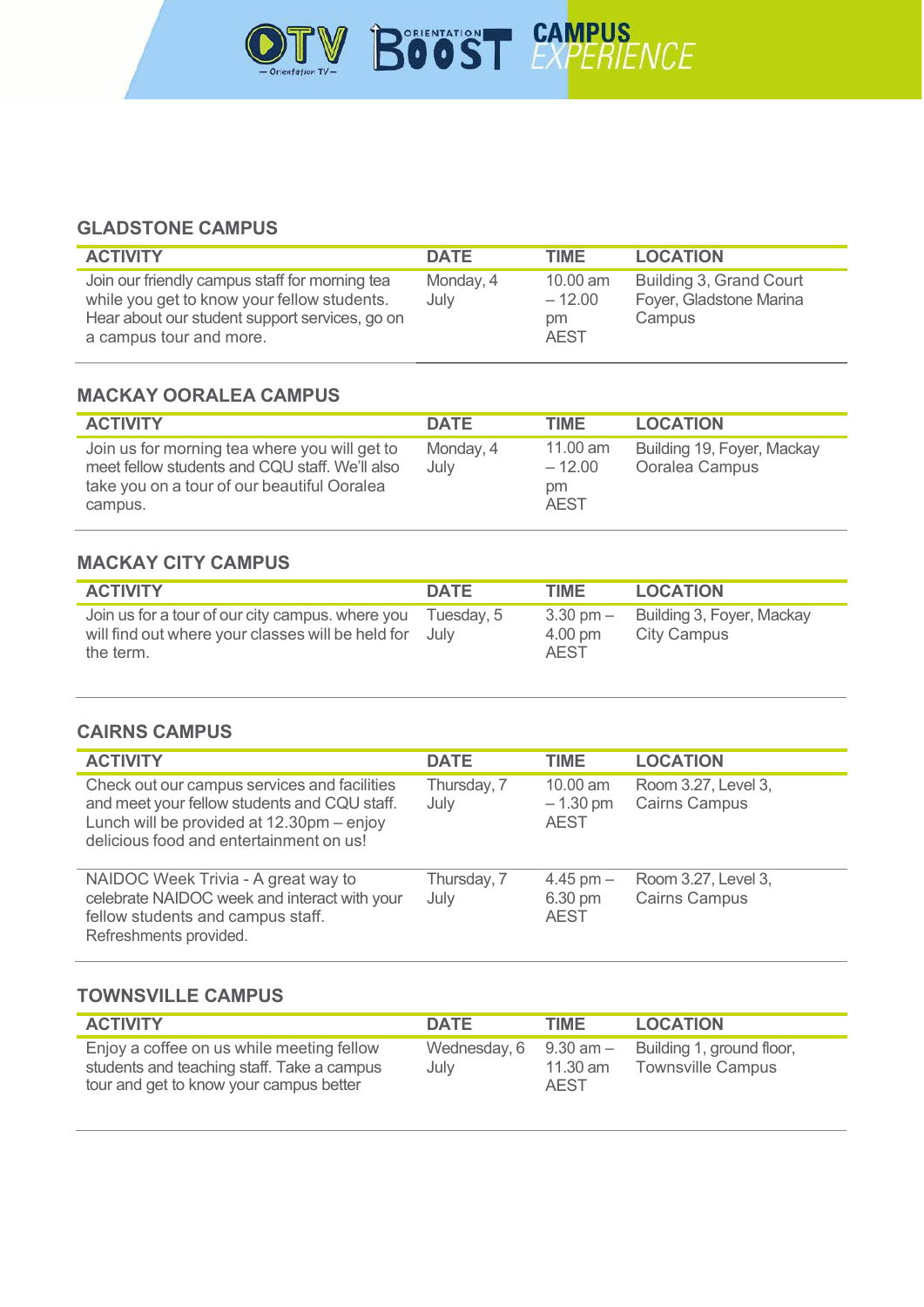## GLADSTONE CAMPUS

| ACTIVITY | DATE | TIME | LOCATION |
|---|---|---|---|
| Join our friendly campus staff for morning tea while you get to know your fellow students. Hear about our student support services, go on a campus tour and more. | Monday, 4 July | 10.00 am – 12.00 pm AEST | Building 3, Grand Court Foyer, Gladstone Marina Campus |

## MACKAY OORALEA CAMPUS

| ACTIVITY | DATE | TIME | LOCATION |
|---|---|---|---|
| Join us for morning tea where you will get to meet fellow students and CQU staff. We'll also take you on a tour of our beautiful Ooralea campus. | Monday, 4 July | 11.00 am – 12.00 pm AEST | Building 19, Foyer, Mackay Ooralea Campus |

## MACKAY CITY CAMPUS

| ACTIVITY | DATE | TIME | LOCATION |
|---|---|---|---|
| Join us for a tour of our city campus. where you will find out where your classes will be held for the term. | Tuesday, 5 July | 3.30 pm – 4.00 pm AEST | Building 3, Foyer, Mackay City Campus |

## CAIRNS CAMPUS

| ACTIVITY | DATE | TIME | LOCATION |
|---|---|---|---|
| Check out our campus services and facilities and meet your fellow students and CQU staff. Lunch will be provided at 12.30pm – enjoy delicious food and entertainment on us! | Thursday, 7 July | 10.00 am – 1.30 pm AEST | Room 3.27, Level 3, Cairns Campus |
| NAIDOC Week Trivia - A great way to celebrate NAIDOC week and interact with your fellow students and campus staff. Refreshments provided. | Thursday, 7 July | 4.45 pm – 6.30 pm AEST | Room 3.27, Level 3, Cairns Campus |

## TOWNSVILLE CAMPUS

| ACTIVITY | DATE | TIME | LOCATION |
|---|---|---|---|
| Enjoy a coffee on us while meeting fellow students and teaching staff. Take a campus tour and get to know your campus better | Wednesday, 6 July | 9.30 am – 11.30 am AEST | Building 1, ground floor, Townsville Campus |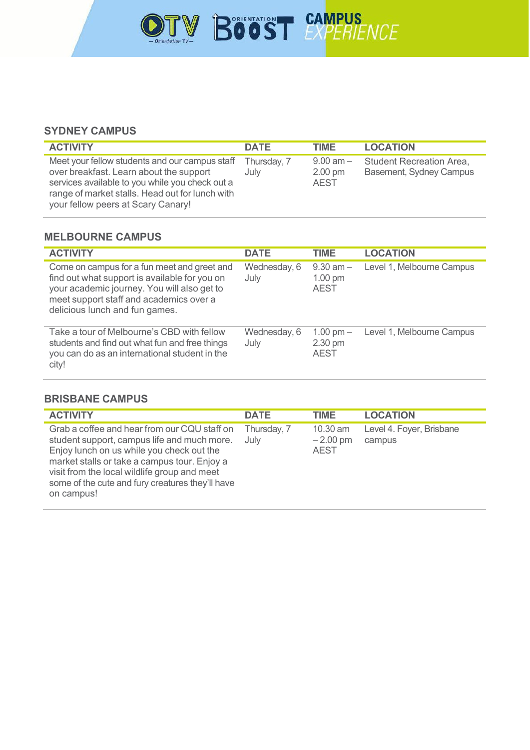## SYDNEY CAMPUS

| ACTIVITY | DATE | TIME | LOCATION |
| --- | --- | --- | --- |
| Meet your fellow students and our campus staff over breakfast. Learn about the support services available to you while you check out a range of market stalls. Head out for lunch with your fellow peers at Scary Canary! | Thursday, 7 July | 9.00 am – 2.00 pm AEST | Student Recreation Area, Basement, Sydney Campus |

## MELBOURNE CAMPUS

| ACTIVITY | DATE | TIME | LOCATION |
| --- | --- | --- | --- |
| Come on campus for a fun meet and greet and find out what support is available for you on your academic journey. You will also get to meet support staff and academics over a delicious lunch and fun games. | Wednesday, 6 July | 9.30 am – 1.00 pm AEST | Level 1, Melbourne Campus |
| Take a tour of Melbourne's CBD with fellow students and find out what fun and free things you can do as an international student in the city! | Wednesday, 6 July | 1.00 pm – 2.30 pm AEST | Level 1, Melbourne Campus |

## BRISBANE CAMPUS

| ACTIVITY | DATE | TIME | LOCATION |
| --- | --- | --- | --- |
| Grab a coffee and hear from our CQU staff on student support, campus life and much more. Enjoy lunch on us while you check out the market stalls or take a campus tour. Enjoy a visit from the local wildlife group and meet some of the cute and fury creatures they'll have on campus! | Thursday, 7 July | 10.30 am – 2.00 pm AEST | Level 4. Foyer, Brisbane campus |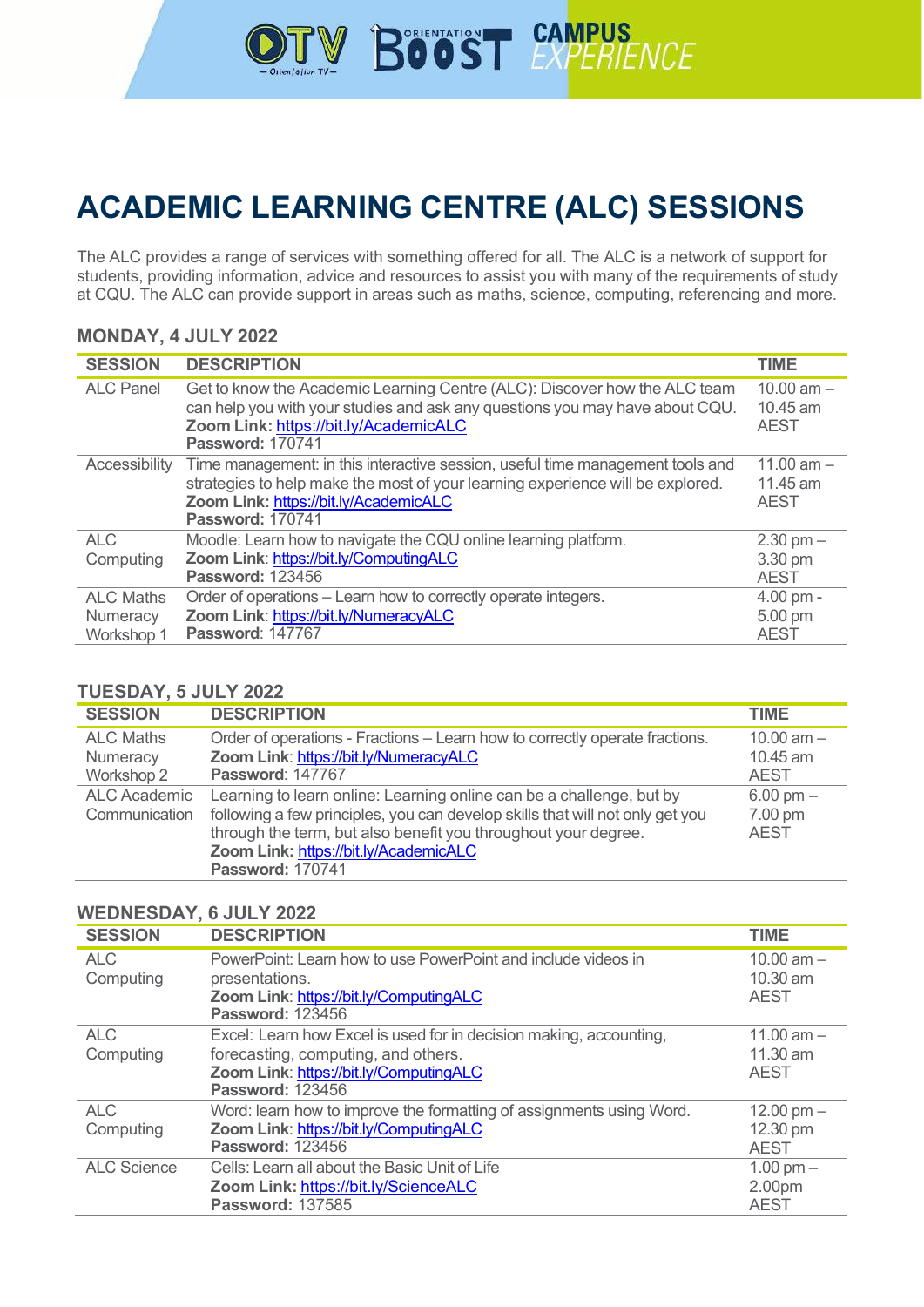# ACADEMIC LEARNING CENTRE (ALC) SESSIONS

The ALC provides a range of services with something offered for all. The ALC is a network of support for students, providing information, advice and resources to assist you with many of the requirements of study at CQU. The ALC can provide support in areas such as maths, science, computing, referencing and more.

## MONDAY, 4 JULY 2022

| SESSION | DESCRIPTION | TIME |
|---|---|---|
| ALC Panel | Get to know the Academic Learning Centre (ALC): Discover how the ALC team can help you with your studies and ask any questions you may have about CQU. **Zoom Link:** https://bit.ly/AcademicALC **Password:** 170741 | 10.00 am – 10.45 am AEST |
| Accessibility | Time management: in this interactive session, useful time management tools and strategies to help make the most of your learning experience will be explored. **Zoom Link:** https://bit.ly/AcademicALC **Password:** 170741 | 11.00 am – 11.45 am AEST |
| ALC Computing | Moodle: Learn how to navigate the CQU online learning platform. **Zoom Link**: https://bit.ly/ComputingALC **Password:** 123456 | 2.30 pm – 3.30 pm AEST |
| ALC Maths Numeracy Workshop 1 | Order of operations – Learn how to correctly operate integers. **Zoom Link**: https://bit.ly/NumeracyALC **Password**: 147767 | 4.00 pm - 5.00 pm AEST |

## TUESDAY, 5 JULY 2022

| SESSION | DESCRIPTION | TIME |
|---|---|---|
| ALC Maths Numeracy Workshop 2 | Order of operations - Fractions – Learn how to correctly operate fractions. **Zoom Link**: https://bit.ly/NumeracyALC **Password**: 147767 | 10.00 am – 10.45 am AEST |
| ALC Academic Communication | Learning to learn online: Learning online can be a challenge, but by following a few principles, you can develop skills that will not only get you through the term, but also benefit you throughout your degree. **Zoom Link:** https://bit.ly/AcademicALC **Password:** 170741 | 6.00 pm – 7.00 pm AEST |

## WEDNESDAY, 6 JULY 2022

| SESSION | DESCRIPTION | TIME |
|---|---|---|
| ALC Computing | PowerPoint: Learn how to use PowerPoint and include videos in presentations. **Zoom Link**: https://bit.ly/ComputingALC **Password:** 123456 | 10.00 am – 10.30 am AEST |
| ALC Computing | Excel: Learn how Excel is used for in decision making, accounting, forecasting, computing, and others. **Zoom Link**: https://bit.ly/ComputingALC **Password:** 123456 | 11.00 am – 11.30 am AEST |
| ALC Computing | Word: learn how to improve the formatting of assignments using Word. **Zoom Link**: https://bit.ly/ComputingALC **Password:** 123456 | 12.00 pm – 12.30 pm AEST |
| ALC Science | Cells: Learn all about the Basic Unit of Life **Zoom Link:** https://bit.ly/ScienceALC **Password:** 137585 | 1.00 pm – 2.00pm AEST |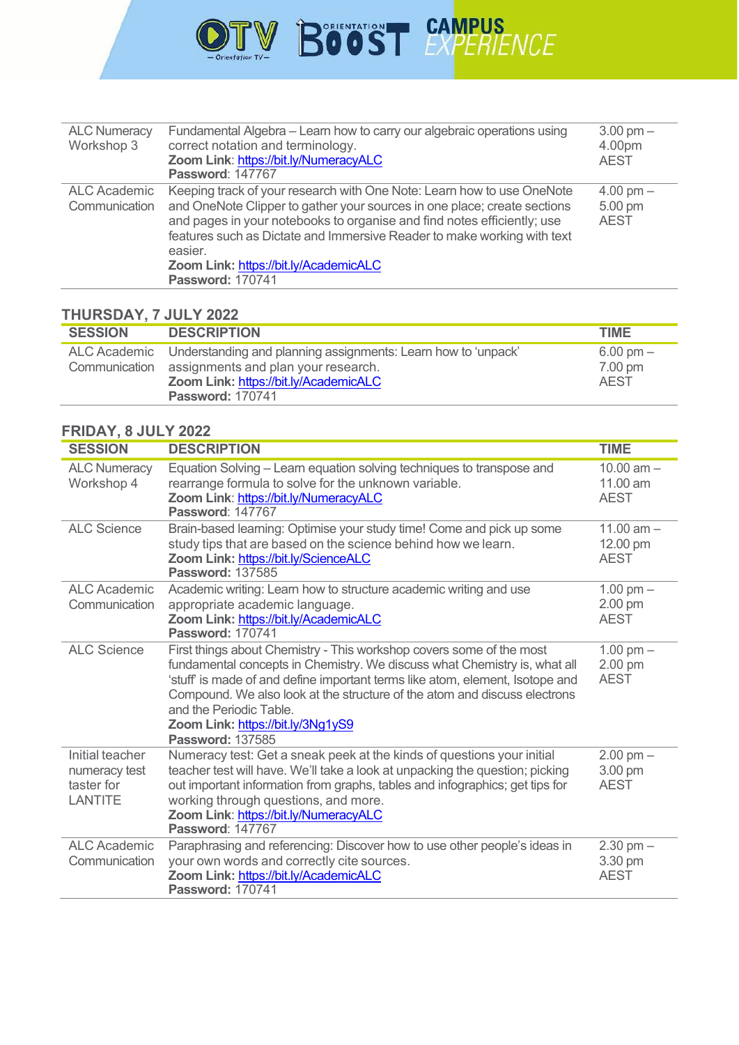| | | |
|---|---|---|
| ALC Numeracy Workshop 3 | Fundamental Algebra – Learn how to carry our algebraic operations using correct notation and terminology.<br>**Zoom Link**: https://bit.ly/NumeracyALC<br>**Password**: 147767 | 3.00 pm – 4.00pm AEST |
| ALC Academic Communication | Keeping track of your research with One Note: Learn how to use OneNote and OneNote Clipper to gather your sources in one place; create sections and pages in your notebooks to organise and find notes efficiently; use features such as Dictate and Immersive Reader to make working with text easier.<br>**Zoom Link:** https://bit.ly/AcademicALC<br>**Password:** 170741 | 4.00 pm – 5.00 pm AEST |

## THURSDAY, 7 JULY 2022

| SESSION | DESCRIPTION | TIME |
|---|---|---|
| ALC Academic Communication | Understanding and planning assignments: Learn how to 'unpack' assignments and plan your research.<br>**Zoom Link:** https://bit.ly/AcademicALC<br>**Password:** 170741 | 6.00 pm – 7.00 pm AEST |

## FRIDAY, 8 JULY 2022

| SESSION | DESCRIPTION | TIME |
|---|---|---|
| ALC Numeracy Workshop 4 | Equation Solving – Learn equation solving techniques to transpose and rearrange formula to solve for the unknown variable.<br>**Zoom Link**: https://bit.ly/NumeracyALC<br>**Password**: 147767 | 10.00 am – 11.00 am AEST |
| ALC Science | Brain-based learning: Optimise your study time! Come and pick up some study tips that are based on the science behind how we learn.<br>**Zoom Link:** https://bit.ly/ScienceALC<br>**Password:** 137585 | 11.00 am – 12.00 pm AEST |
| ALC Academic Communication | Academic writing: Learn how to structure academic writing and use appropriate academic language.<br>**Zoom Link:** https://bit.ly/AcademicALC<br>**Password:** 170741 | 1.00 pm – 2.00 pm AEST |
| ALC Science | First things about Chemistry - This workshop covers some of the most fundamental concepts in Chemistry. We discuss what Chemistry is, what all 'stuff' is made of and define important terms like atom, element, Isotope and Compound. We also look at the structure of the atom and discuss electrons and the Periodic Table.<br>**Zoom Link:** https://bit.ly/3Ng1yS9<br>**Password:** 137585 | 1.00 pm – 2.00 pm AEST |
| Initial teacher numeracy test taster for LANTITE | Numeracy test: Get a sneak peek at the kinds of questions your initial teacher test will have. We'll take a look at unpacking the question; picking out important information from graphs, tables and infographics; get tips for working through questions, and more.<br>**Zoom Link**: https://bit.ly/NumeracyALC<br>**Password**: 147767 | 2.00 pm – 3.00 pm AEST |
| ALC Academic Communication | Paraphrasing and referencing: Discover how to use other people's ideas in your own words and correctly cite sources.<br>**Zoom Link:** https://bit.ly/AcademicALC<br>**Password:** 170741 | 2.30 pm – 3.30 pm AEST |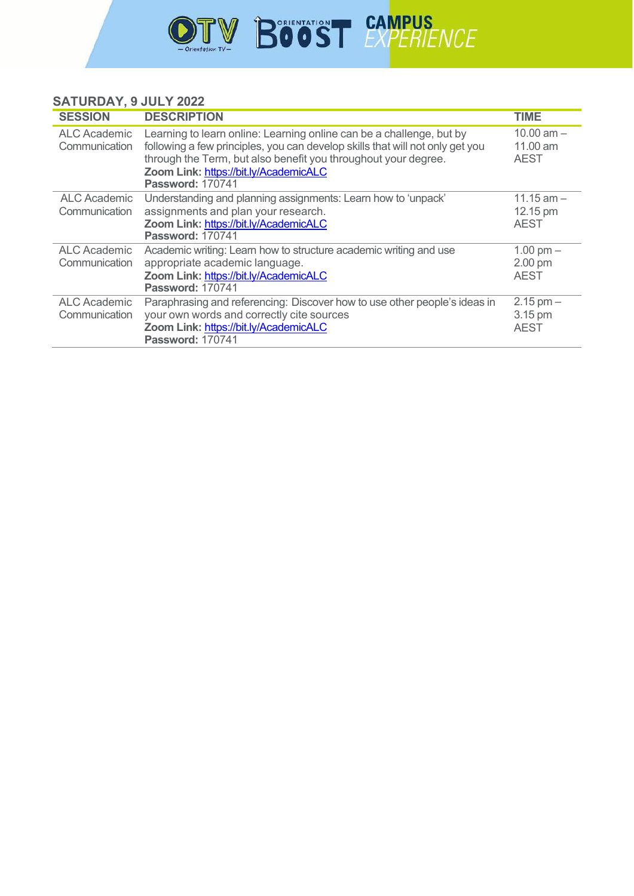## SATURDAY, 9 JULY 2022

| SESSION | DESCRIPTION | TIME |
| --- | --- | --- |
| ALC Academic Communication | Learning to learn online: Learning online can be a challenge, but by following a few principles, you can develop skills that will not only get you through the Term, but also benefit you throughout your degree.<br>**Zoom Link:** https://bit.ly/AcademicALC<br>**Password:** 170741 | 10.00 am – 11.00 am AEST |
| ALC Academic Communication | Understanding and planning assignments: Learn how to 'unpack' assignments and plan your research.<br>**Zoom Link:** https://bit.ly/AcademicALC<br>**Password:** 170741 | 11.15 am – 12.15 pm AEST |
| ALC Academic Communication | Academic writing: Learn how to structure academic writing and use appropriate academic language.<br>**Zoom Link:** https://bit.ly/AcademicALC<br>**Password:** 170741 | 1.00 pm – 2.00 pm AEST |
| ALC Academic Communication | Paraphrasing and referencing: Discover how to use other people's ideas in your own words and correctly cite sources<br>**Zoom Link:** https://bit.ly/AcademicALC<br>**Password:** 170741 | 2.15 pm – 3.15 pm AEST |